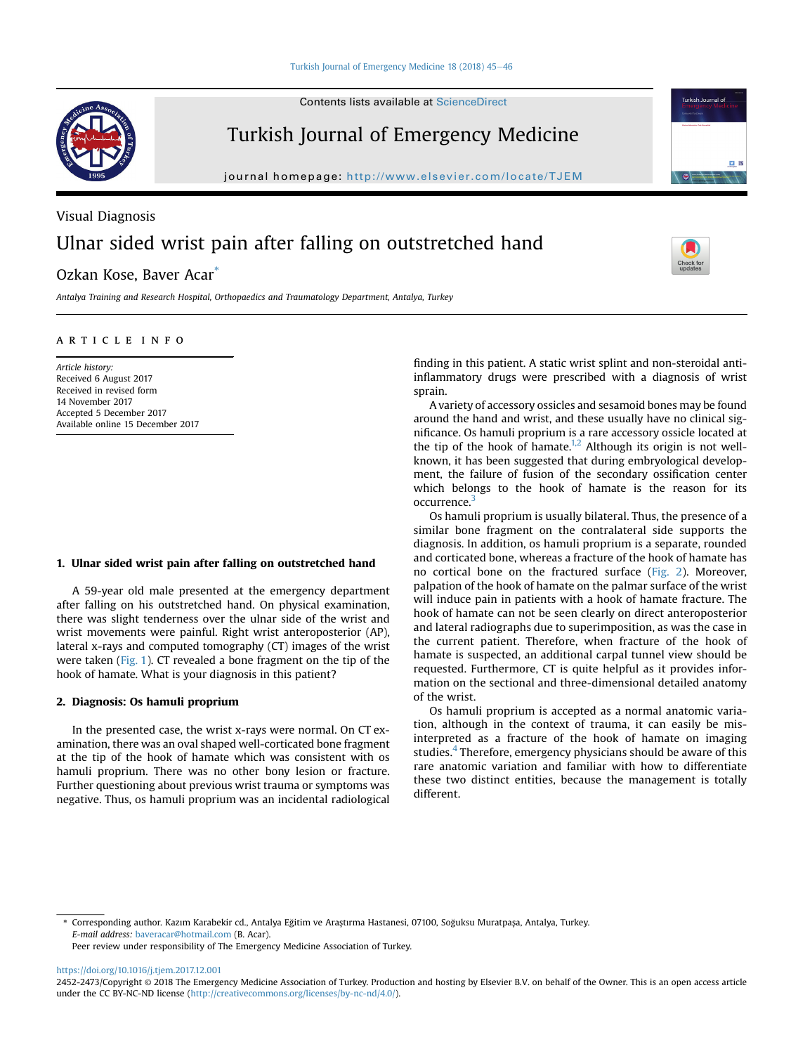Visual Diagnosis

# Ulnar sided wrist pain after falling on outstretched hand

Ozkan Kose, Baver Acar*

*Antalya Training and Research Hospital, Orthopaedics and Traumatology Department, Antalya, Turkey*

ARTICLE INFO

*Article history:*
Received 6 August 2017
Received in revised form
14 November 2017
Accepted 5 December 2017
Available online 15 December 2017

## 1. Ulnar sided wrist pain after falling on outstretched hand

A 59-year old male presented at the emergency department after falling on his outstretched hand. On physical examination, there was slight tenderness over the ulnar side of the wrist and wrist movements were painful. Right wrist anteroposterior (AP), lateral x-rays and computed tomography (CT) images of the wrist were taken (Fig. 1). CT revealed a bone fragment on the tip of the hook of hamate. What is your diagnosis in this patient?

## 2. Diagnosis: Os hamuli proprium

In the presented case, the wrist x-rays were normal. On CT examination, there was an oval shaped well-corticated bone fragment at the tip of the hook of hamate which was consistent with os hamuli proprium. There was no other bony lesion or fracture. Further questioning about previous wrist trauma or symptoms was negative. Thus, os hamuli proprium was an incidental radiological finding in this patient. A static wrist splint and non-steroidal anti-inflammatory drugs were prescribed with a diagnosis of wrist sprain.

A variety of accessory ossicles and sesamoid bones may be found around the hand and wrist, and these usually have no clinical significance. Os hamuli proprium is a rare accessory ossicle located at the tip of the hook of hamate.[1,2] Although its origin is not well-known, it has been suggested that during embryological development, the failure of fusion of the secondary ossification center which belongs to the hook of hamate is the reason for its occurrence.[3]

Os hamuli proprium is usually bilateral. Thus, the presence of a similar bone fragment on the contralateral side supports the diagnosis. In addition, os hamuli proprium is a separate, rounded and corticated bone, whereas a fracture of the hook of hamate has no cortical bone on the fractured surface (Fig. 2). Moreover, palpation of the hook of hamate on the palmar surface of the wrist will induce pain in patients with a hook of hamate fracture. The hook of hamate can not be seen clearly on direct anteroposterior and lateral radiographs due to superimposition, as was the case in the current patient. Therefore, when fracture of the hook of hamate is suspected, an additional carpal tunnel view should be requested. Furthermore, CT is quite helpful as it provides information on the sectional and three-dimensional detailed anatomy of the wrist.

Os hamuli proprium is accepted as a normal anatomic variation, although in the context of trauma, it can easily be misinterpreted as a fracture of the hook of hamate on imaging studies.[4] Therefore, emergency physicians should be aware of this rare anatomic variation and familiar with how to differentiate these two distinct entities, because the management is totally different.

\* Corresponding author. Kazım Karabekir cd., Antalya Eğitim ve Araştırma Hastanesi, 07100, Soğuksu Muratpaşa, Antalya, Turkey.
*E-mail address:* baveracar@hotmail.com (B. Acar).
Peer review under responsibility of The Emergency Medicine Association of Turkey.

https://doi.org/10.1016/j.tjem.2017.12.001
2452-2473/Copyright © 2018 The Emergency Medicine Association of Turkey. Production and hosting by Elsevier B.V. on behalf of the Owner. This is an open access article under the CC BY-NC-ND license (http://creativecommons.org/licenses/by-nc-nd/4.0/).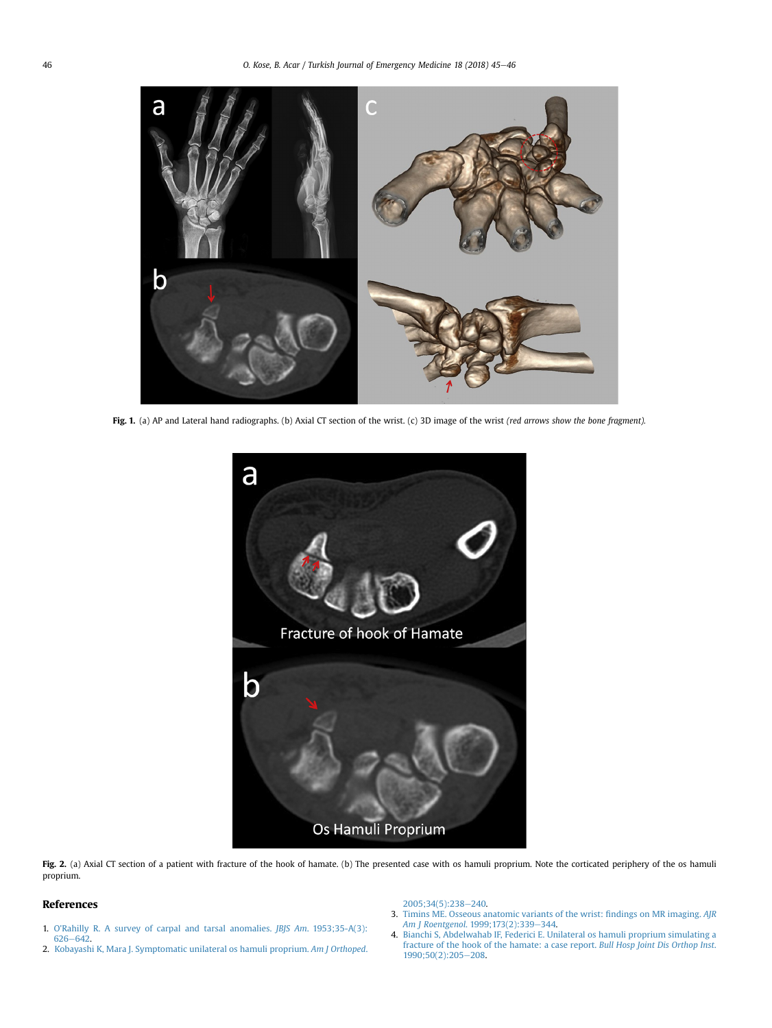Fig. 1. (a) AP and Lateral hand radiographs. (b) Axial CT section of the wrist. (c) 3D image of the wrist *(red arrows show the bone fragment)*.

Fig. 2. (a) Axial CT section of a patient with fracture of the hook of hamate. (b) The presented case with os hamuli proprium. Note the corticated periphery of the os hamuli proprium.

## References

1. O'Rahilly R. A survey of carpal and tarsal anomalies. *JBJS Am*. 1953;35-A(3):626–642.
2. Kobayashi K, Mara J. Symptomatic unilateral os hamuli proprium. *Am J Orthoped*. 2005;34(5):238–240.
3. Timins ME. Osseous anatomic variants of the wrist: findings on MR imaging. *AJR Am J Roentgenol*. 1999;173(2):339–344.
4. Bianchi S, Abdelwahab IF, Federici E. Unilateral os hamuli proprium simulating a fracture of the hook of the hamate: a case report. *Bull Hosp Joint Dis Orthop Inst*. 1990;50(2):205–208.